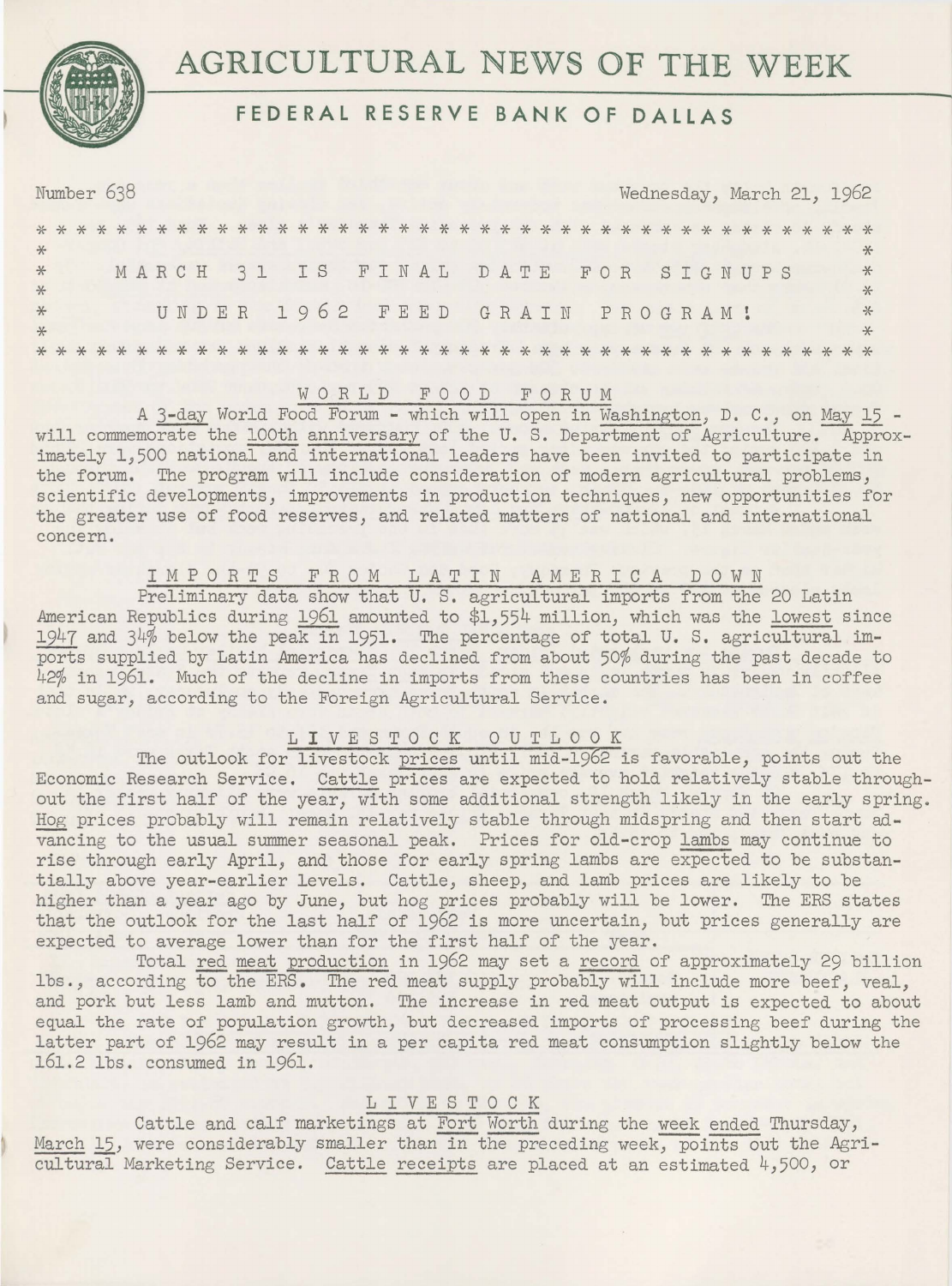# AGRICULTURAL NEWS OF THE WEEK

## FEDERAL RESERVE BANK OF DALLAS

Number 638 Wednesday, March 21, 1962

**MARCH 31 IS FINAL DATE FOR SIGNUPS UNDER 1962 FEED GRAIN PROGRAM!**

### WORLD FOOD FORUM

A 3-day World Food Forum - which will open in Washington, D. C., on May 15 - will commemorate the 100th anniversary of the U. S. Department of Agriculture. Approximately 1,500 national and international leaders have been invited to participate in the forum. The program will include consideration of modern agricultural problems, scientific developments, improvements in production techniques, new opportunities for the greater use of food reserves, and related matters of national and international concern.

### IMPORTS FROM LATIN AMERICA DOWN

Preliminary data show that U. S. agricultural imports from the 20 Latin American Republics during 1961 amounted to $1,554 million, which was the lowest since 1947 and 34% below the peak in 1951. The percentage of total U. S. agricultural imports supplied by Latin America has declined from about 50% during the past decade to 42% in 1961. Much of the decline in imports from these countries has been in coffee and sugar, according to the Foreign Agricultural Service.

### LIVESTOCK OUTLOOK

The outlook for livestock prices until mid-1962 is favorable, points out the Economic Research Service. Cattle prices are expected to hold relatively stable throughout the first half of the year, with some additional strength likely in the early spring. Hog prices probably will remain relatively stable through midspring and then start advancing to the usual summer seasonal peak. Prices for old-crop lambs may continue to rise through early April, and those for early spring lambs are expected to be substantially above year-earlier levels. Cattle, sheep, and lamb prices are likely to be higher than a year ago by June, but hog prices probably will be lower. The ERS states that the outlook for the last half of 1962 is more uncertain, but prices generally are expected to average lower than for the first half of the year.

Total red meat production in 1962 may set a record of approximately 29 billion lbs., according to the ERS. The red meat supply probably will include more beef, veal, and pork but less lamb and mutton. The increase in red meat output is expected to about equal the rate of population growth, but decreased imports of processing beef during the latter part of 1962 may result in a per capita red meat consumption slightly below the 161.2 lbs. consumed in 1961.

### LIVESTOCK

Cattle and calf marketings at Fort Worth during the week ended Thursday, March 15, were considerably smaller than in the preceding week, points out the Agricultural Marketing Service. Cattle receipts are placed at an estimated 4,500, or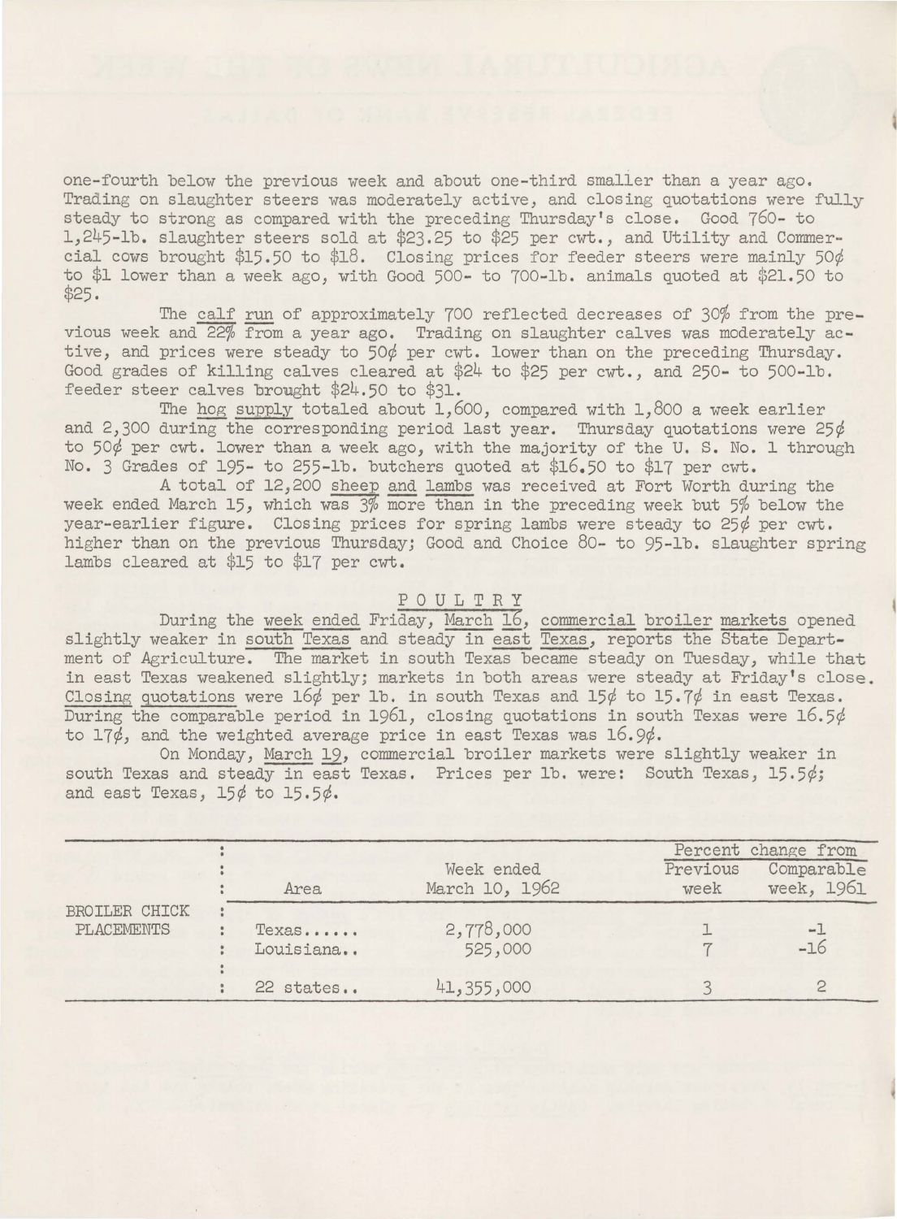one-fourth below the previous week and about one-third smaller than a year ago. Trading on slaughter steers was moderately active, and closing quotations were fully steady to strong as compared with the preceding Thursday's close. Good 760- to 1,245-lb. slaughter steers sold at $23.25 to $25 per cwt., and Utility and Commercial cows brought $15.50 to $18. Closing prices for feeder steers were mainly 50¢ to $1 lower than a week ago, with Good 500- to 700-lb. animals quoted at $21.50 to $25.

The calf run of approximately 700 reflected decreases of 30% from the previous week and 22% from a year ago. Trading on slaughter calves was moderately active, and prices were steady to 50¢ per cwt. lower than on the preceding Thursday. Good grades of killing calves cleared at $24 to $25 per cwt., and 250- to 500-lb. feeder steer calves brought $24.50 to $31.

The hog supply totaled about 1,600, compared with 1,800 a week earlier and 2,300 during the corresponding period last year. Thursday quotations were 25¢ to 50¢ per cwt. lower than a week ago, with the majority of the U. S. No. 1 through No. 3 Grades of 195- to 255-lb. butchers quoted at $16.50 to $17 per cwt.

A total of 12,200 sheep and lambs was received at Fort Worth during the week ended March 15, which was 3% more than in the preceding week but 5% below the year-earlier figure. Closing prices for spring lambs were steady to 25¢ per cwt. higher than on the previous Thursday; Good and Choice 80- to 95-lb. slaughter spring lambs cleared at $15 to $17 per cwt.

## POULTRY

During the week ended Friday, March 16, commercial broiler markets opened slightly weaker in south Texas and steady in east Texas, reports the State Department of Agriculture. The market in south Texas became steady on Tuesday, while that in east Texas weakened slightly; markets in both areas were steady at Friday's close. Closing quotations were 16¢ per lb. in south Texas and 15¢ to 15.7¢ in east Texas. During the comparable period in 1961, closing quotations in south Texas were 16.5¢ to 17¢, and the weighted average price in east Texas was 16.9¢.

On Monday, March 19, commercial broiler markets were slightly weaker in south Texas and steady in east Texas. Prices per lb. were: South Texas, 15.5¢; and east Texas, 15¢ to 15.5¢.

| | Area | Week ended March 10, 1962 | Percent change from Previous week | Percent change from Comparable week, 1961 |
|---|---|---|---|---|
| BROILER CHICK PLACEMENTS | Texas...... | 2,778,000 | 1 | -1 |
| | Louisiana.. | 525,000 | 7 | -16 |
| | 22 states.. | 41,355,000 | 3 | 2 |